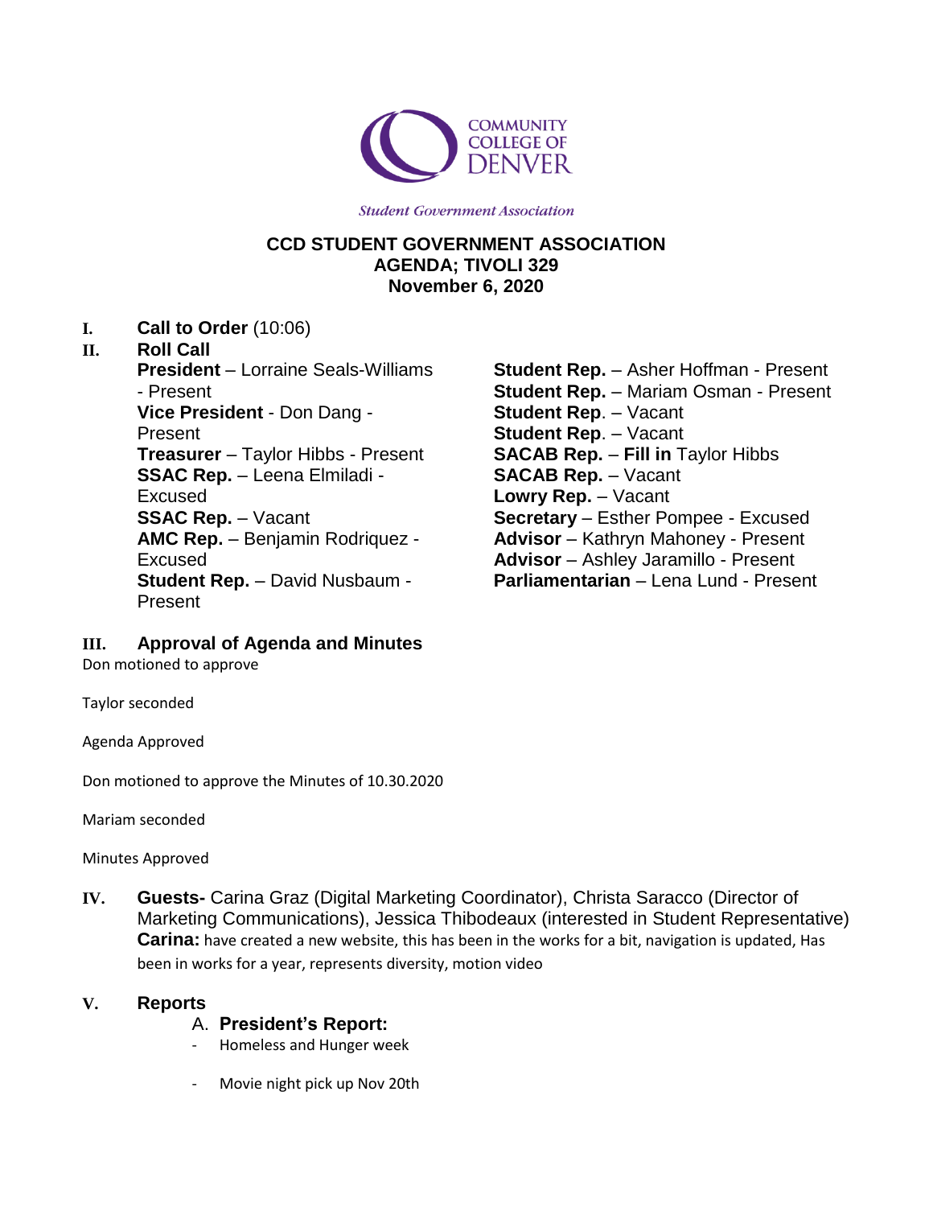COMMUNITY COLLEGE OF DENVER

*Student Government Association*

**CCD STUDENT GOVERNMENT ASSOCIATION**
**AGENDA; TIVOLI 329**
**November 6, 2020**

**I. Call to Order** (10:06)

**II. Roll Call**

**President** – Lorraine Seals-Williams - Present
**Vice President** - Don Dang - Present
**Treasurer** – Taylor Hibbs - Present
**SSAC Rep.** – Leena Elmiladi - Excused
**SSAC Rep.** – Vacant
**AMC Rep.** – Benjamin Rodriquez - Excused
**Student Rep.** – David Nusbaum - Present
**Student Rep.** – Asher Hoffman - Present
**Student Rep.** – Mariam Osman - Present
**Student Rep**. – Vacant
**Student Rep**. – Vacant
**SACAB Rep.** – **Fill in** Taylor Hibbs
**SACAB Rep.** – Vacant
**Lowry Rep.** – Vacant
**Secretary** – Esther Pompee - Excused
**Advisor** – Kathryn Mahoney - Present
**Advisor** – Ashley Jaramillo - Present
**Parliamentarian** – Lena Lund - Present

**III. Approval of Agenda and Minutes**

Don motioned to approve

Taylor seconded

Agenda Approved

Don motioned to approve the Minutes of 10.30.2020

Mariam seconded

Minutes Approved

**IV. Guests-** Carina Graz (Digital Marketing Coordinator), Christa Saracco (Director of Marketing Communications), Jessica Thibodeaux (interested in Student Representative)

**Carina:** have created a new website, this has been in the works for a bit, navigation is updated, Has been in works for a year, represents diversity, motion video

**V. Reports**

A. **President's Report:**

- Homeless and Hunger week
- Movie night pick up Nov 20th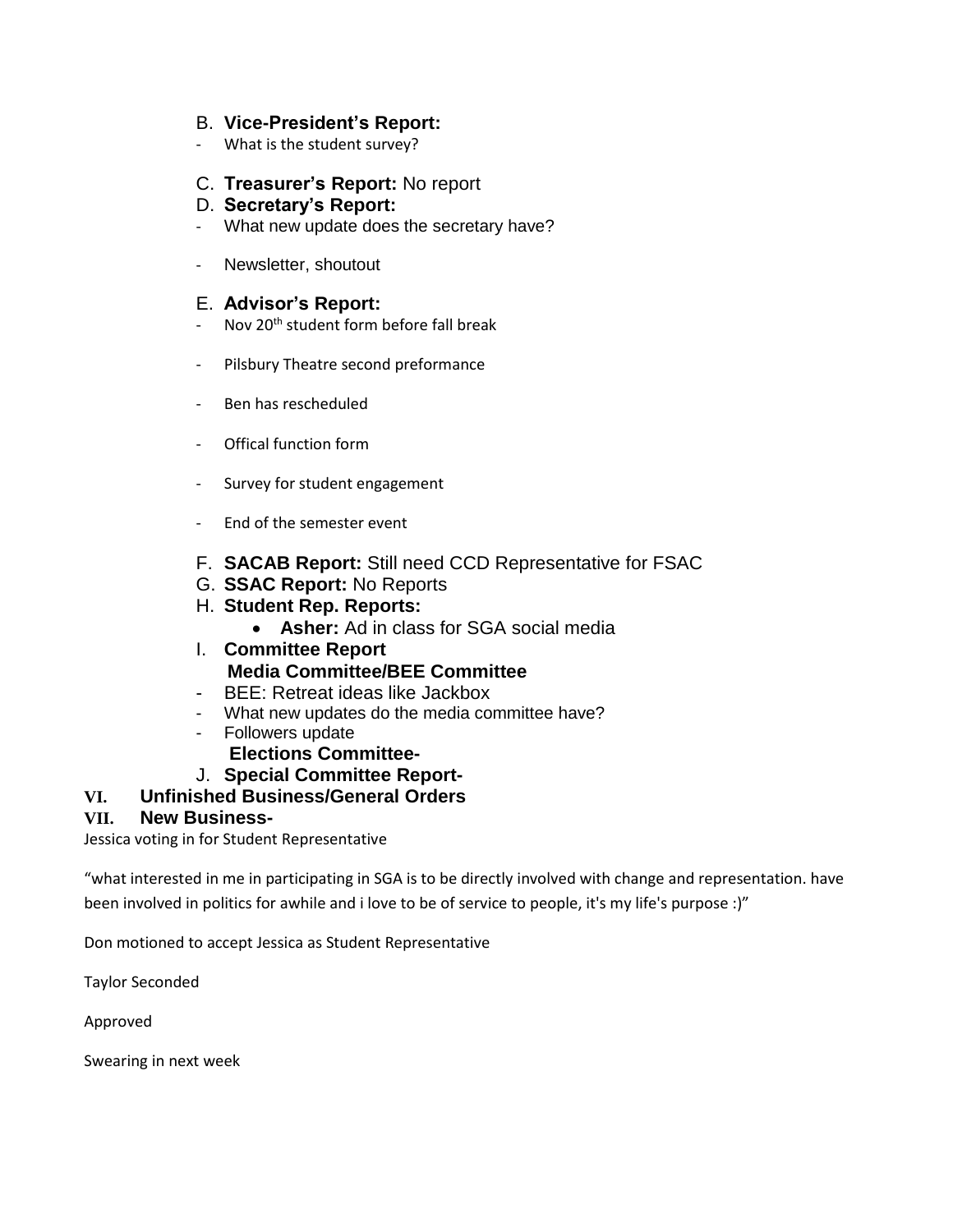B. **Vice-President's Report:**

- What is the student survey?

C. **Treasurer's Report:** No report

D. **Secretary's Report:**

- What new update does the secretary have?
- Newsletter, shoutout

E. **Advisor's Report:**

- Nov 20th student form before fall break
- Pilsbury Theatre second preformance
- Ben has rescheduled
- Offical function form
- Survey for student engagement
- End of the semester event

F. **SACAB Report:** Still need CCD Representative for FSAC

G. **SSAC Report:** No Reports

H. **Student Rep. Reports:**

- **Asher:** Ad in class for SGA social media

I. **Committee Report**

**Media Committee/BEE Committee**

- BEE: Retreat ideas like Jackbox
- What new updates do the media committee have?
- Followers update

**Elections Committee-**

J. **Special Committee Report-**

## VI. Unfinished Business/General Orders

## VII. New Business-

Jessica voting in for Student Representative

"what interested in me in participating in SGA is to be directly involved with change and representation. have been involved in politics for awhile and i love to be of service to people, it's my life's purpose :)"

Don motioned to accept Jessica as Student Representative

Taylor Seconded

Approved

Swearing in next week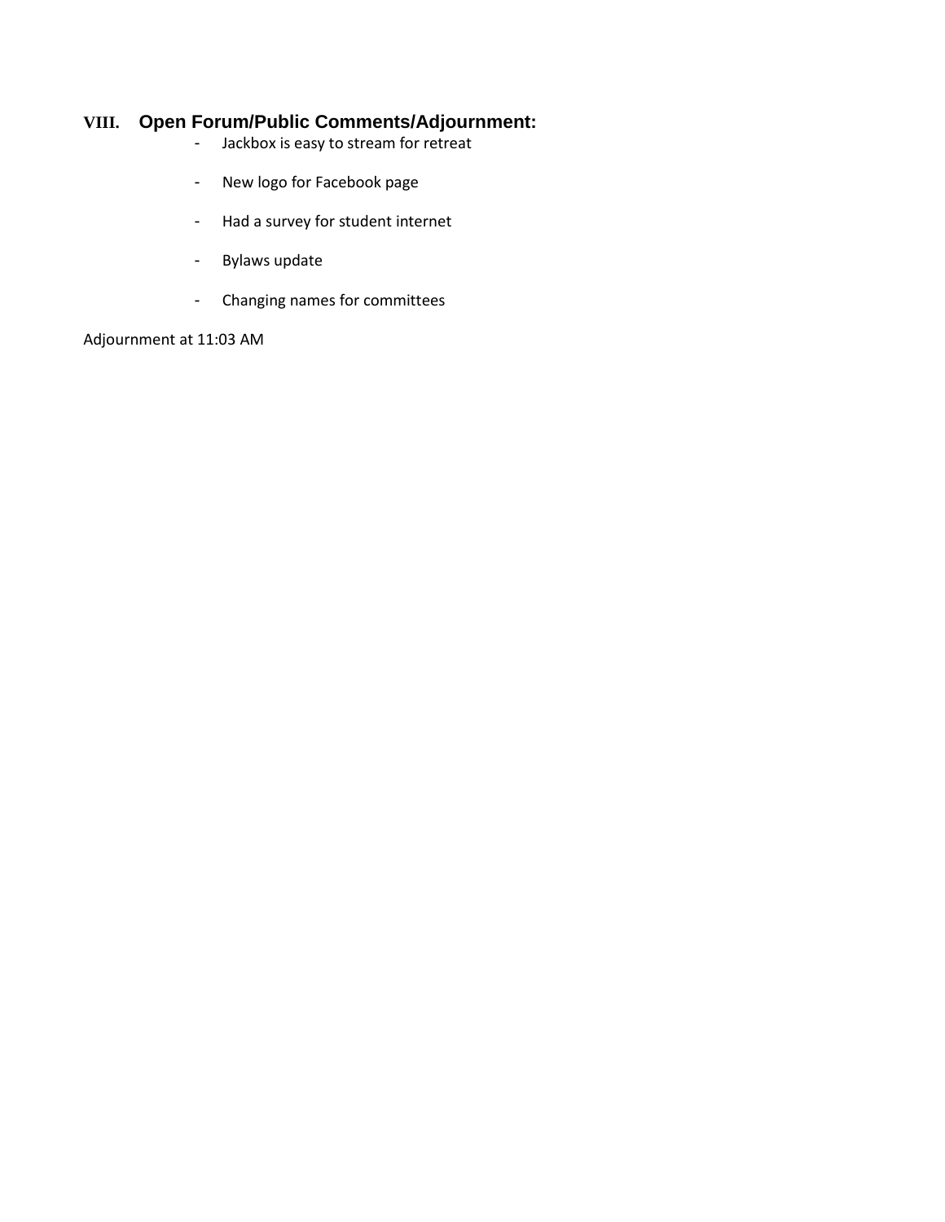## VIII. Open Forum/Public Comments/Adjournment:

- Jackbox is easy to stream for retreat
- New logo for Facebook page
- Had a survey for student internet
- Bylaws update
- Changing names for committees

Adjournment at 11:03 AM